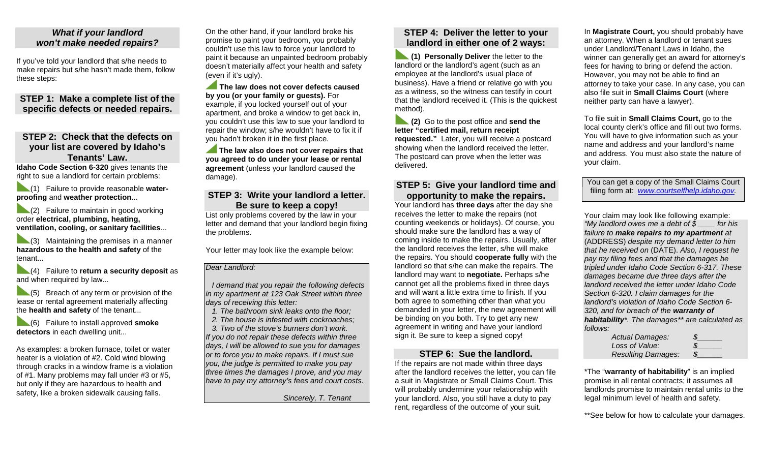## *What if your landlord won't make needed repairs?*

If you've told your landlord that s/he needs to make repairs but s/he hasn't made them, follow these steps:

### STEP 1: Make a complete list of the specific defects or needed repairs.

### STEP 2: Check that the defects on your list are covered by Idaho's Tenants' Law.

**Idaho Code Section 6-320** gives tenants the right to sue a landlord for certain problems:

(1) Failure to provide reasonable **water-proofing** and **weather protection**...

(2) Failure to maintain in good working order **electrical, plumbing, heating, ventilation, cooling, or sanitary facilities**...

(3) Maintaining the premises in a manner **hazardous to the health and safety** of the tenant...

(4) Failure to **return a security deposit** as and when required by law...

(5) Breach of any term or provision of the lease or rental agreement materially affecting the **health and safety** of the tenant...

(6) Failure to install approved **smoke detectors** in each dwelling unit...

As examples: a broken furnace, toilet or water heater is a violation of #2. Cold wind blowing through cracks in a window frame is a violation of #1. Many problems may fall under #3 or #5, but only if they are hazardous to health and safety, like a broken sidewalk causing falls.

On the other hand, if your landlord broke his promise to paint your bedroom, you probably couldn't use this law to force your landlord to paint it because an unpainted bedroom probably doesn't materially affect your health and safety (even if it's ugly).

**The law does not cover defects caused by you (or your family or guests).** For example, if you locked yourself out of your apartment, and broke a window to get back in, you couldn't use this law to sue your landlord to repair the window; s/he wouldn't have to fix it if you hadn't broken it in the first place.

**The law also does not cover repairs that you agreed to do under your lease or rental agreement** (unless your landlord caused the damage).

### STEP 3: Write your landlord a letter. Be sure to keep a copy!

List only problems covered by the law in your letter and demand that your landlord begin fixing the problems.

Your letter may look like the example below:

*Dear Landlord:*

*I demand that you repair the following defects in my apartment at 123 Oak Street within three days of receiving this letter:*

1. *The bathroom sink leaks onto the floor;*
2. *The house is infested with cockroaches;*
3. *Two of the stove's burners don't work.*

*If you do not repair these defects within three days, I will be allowed to sue you for damages or to force you to make repairs. If I must sue you, the judge is permitted to make you pay three times the damages I prove, and you may have to pay my attorney's fees and court costs.*

*Sincerely, T. Tenant*

### STEP 4: Deliver the letter to your landlord in either one of 2 ways:

**(1) Personally Deliver** the letter to the landlord or the landlord's agent (such as an employee at the landlord's usual place of business). Have a friend or relative go with you as a witness, so the witness can testify in court that the landlord received it. (This is the quickest method).

**(2)** Go to the post office and **send the letter "certified mail, return receipt requested."** Later, you will receive a postcard showing when the landlord received the letter. The postcard can prove when the letter was delivered.

### STEP 5: Give your landlord time and opportunity to make the repairs.

Your landlord has **three days** after the day she receives the letter to make the repairs (not counting weekends or holidays). Of course, you should make sure the landlord has a way of coming inside to make the repairs. Usually, after the landlord receives the letter, s/he will make the repairs. You should **cooperate fully** with the landlord so that s/he can make the repairs. The landlord may want to **negotiate.** Perhaps s/he cannot get all the problems fixed in three days and will want a little extra time to finish. If you both agree to something other than what you demanded in your letter, the new agreement will be binding on you both. Try to get any new agreement in writing and have your landlord sign it. Be sure to keep a signed copy!

### STEP 6: Sue the landlord.

If the repairs are not made within three days after the landlord receives the letter, you can file a suit in Magistrate or Small Claims Court. This will probably undermine your relationship with your landlord. Also, you still have a duty to pay rent, regardless of the outcome of your suit.

In **Magistrate Court,** you should probably have an attorney. When a landlord or tenant sues under Landlord/Tenant Laws in Idaho, the winner can generally get an award for attorney's fees for having to bring or defend the action. However, you may not be able to find an attorney to take your case. In any case, you can also file suit in **Small Claims Court** (where neither party can have a lawyer).

To file suit in **Small Claims Court,** go to the local county clerk's office and fill out two forms. You will have to give information such as your name and address and your landlord's name and address. You must also state the nature of your claim.

You can get a copy of the Small Claims Court filing form at: *www.courtselfhelp.idaho.gov*.

Your claim may look like following example:

*"My landlord owes me a debt of $ \_\_\_\_ for his failure to* ***make repairs to my apartment*** *at* (ADDRESS) *despite my demand letter to him that he received on* (DATE). *Also, I request he pay my filing fees and that the damages be tripled under Idaho Code Section 6-317. These damages became due three days after the landlord received the letter under Idaho Code Section 6-320. I claim damages for the landlord's violation of Idaho Code Section 6-320, and for breach of the* ***warranty of habitability****\*. The damages\*\* are calculated as follows:*

| | |
|---|---|
| *Actual Damages:* | $\_\_\_\_\_\_ |
| *Loss of Value:* | $\_\_\_\_\_\_ |
| *Resulting Damages:* | $\_\_\_\_\_\_ |

\*The "**warranty of habitability**" is an implied promise in all rental contracts; it assumes all landlords promise to maintain rental units to the legal minimum level of health and safety.

\*\*See below for how to calculate your damages.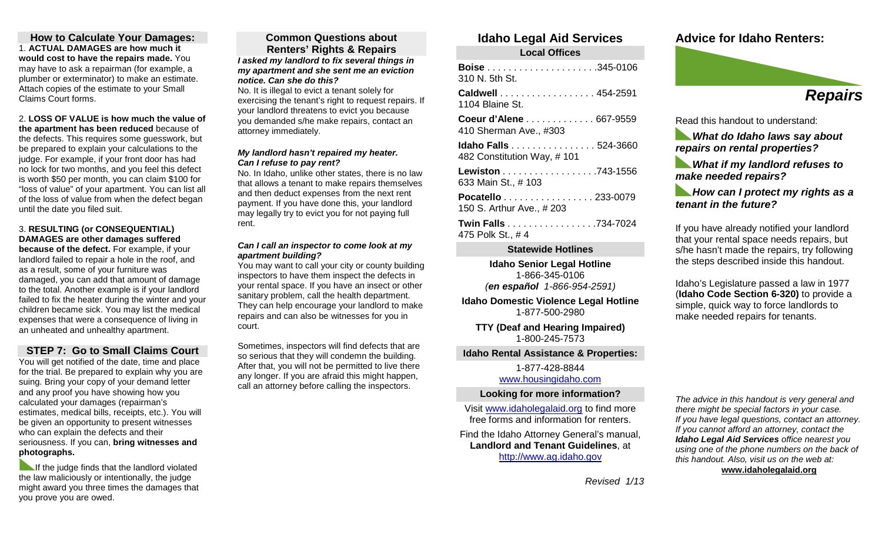## How to Calculate Your Damages:

1. **ACTUAL DAMAGES are how much it would cost to have the repairs made.** You may have to ask a repairman (for example, a plumber or exterminator) to make an estimate. Attach copies of the estimate to your Small Claims Court forms.

2. **LOSS OF VALUE is how much the value of the apartment has been reduced** because of the defects. This requires some guesswork, but be prepared to explain your calculations to the judge. For example, if your front door has had no lock for two months, and you feel this defect is worth $50 per month, you can claim $100 for "loss of value" of your apartment. You can list all of the loss of value from when the defect began until the date you filed suit.

3. **RESULTING (or CONSEQUENTIAL) DAMAGES are other damages suffered because of the defect.** For example, if your landlord failed to repair a hole in the roof, and as a result, some of your furniture was damaged, you can add that amount of damage to the total. Another example is if your landlord failed to fix the heater during the winter and your children became sick. You may list the medical expenses that were a consequence of living in an unheated and unhealthy apartment.

## STEP 7: Go to Small Claims Court

You will get notified of the date, time and place for the trial. Be prepared to explain why you are suing. Bring your copy of your demand letter and any proof you have showing how you calculated your damages (repairman's estimates, medical bills, receipts, etc.). You will be given an opportunity to present witnesses who can explain the defects and their seriousness. If you can, **bring witnesses and photographs.**

If the judge finds that the landlord violated the law maliciously or intentionally, the judge might award you three times the damages that you prove you are owed.

## Common Questions about Renters' Rights & Repairs

***I asked my landlord to fix several things in my apartment and she sent me an eviction notice. Can she do this?***

No. It is illegal to evict a tenant solely for exercising the tenant's right to request repairs. If your landlord threatens to evict you because you demanded s/he make repairs, contact an attorney immediately.

***My landlord hasn't repaired my heater. Can I refuse to pay rent?***

No. In Idaho, unlike other states, there is no law that allows a tenant to make repairs themselves and then deduct expenses from the next rent payment. If you have done this, your landlord may legally try to evict you for not paying full rent.

***Can I call an inspector to come look at my apartment building?***

You may want to call your city or county building inspectors to have them inspect the defects in your rental space. If you have an insect or other sanitary problem, call the health department. They can help encourage your landlord to make repairs and can also be witnesses for you in court.

Sometimes, inspectors will find defects that are so serious that they will condemn the building. After that, you will not be permitted to live there any longer. If you are afraid this might happen, call an attorney before calling the inspectors.

## Idaho Legal Aid Services

### Local Offices

**Boise** . . . . . . . . . . . . . . . . . . . . .345-0106
310 N. 5th St.

**Caldwell** . . . . . . . . . . . . . . . . . . 454-2591
1104 Blaine St.

**Coeur d'Alene** . . . . . . . . . . . . . 667-9559
410 Sherman Ave., #303

**Idaho Falls** . . . . . . . . . . . . . . . . 524-3660
482 Constitution Way, # 101

**Lewiston** . . . . . . . . . . . . . . . . . .743-1556
633 Main St., # 103

**Pocatello** . . . . . . . . . . . . . . . . . 233-0079
150 S. Arthur Ave., # 203

**Twin Falls** . . . . . . . . . . . . . . . . .734-7024
475 Polk St., # 4

### Statewide Hotlines

**Idaho Senior Legal Hotline**
1-866-345-0106
(***en español*** *1-866-954-2591)*

**Idaho Domestic Violence Legal Hotline**
1-877-500-2980

**TTY (Deaf and Hearing Impaired)**
1-800-245-7573

### Idaho Rental Assistance & Properties:

1-877-428-8844
www.housingidaho.com

### Looking for more information?

Visit www.idaholegalaid.org to find more free forms and information for renters.

Find the Idaho Attorney General's manual, **Landlord and Tenant Guidelines**, at http://www.ag.idaho.gov

*Revised 1/13*

# Advice for Idaho Renters:

# *Repairs*

Read this handout to understand:

***What do Idaho laws say about repairs on rental properties?***

***What if my landlord refuses to make needed repairs?***

***How can I protect my rights as a tenant in the future?***

If you have already notified your landlord that your rental space needs repairs, but s/he hasn't made the repairs, try following the steps described inside this handout.

Idaho's Legislature passed a law in 1977 (**Idaho Code Section 6-320)** to provide a simple, quick way to force landlords to make needed repairs for tenants.

*The advice in this handout is very general and there might be special factors in your case. If you have legal questions, contact an attorney. If you cannot afford an attorney, contact the* ***Idaho Legal Aid Services*** *office nearest you using one of the phone numbers on the back of this handout. Also, visit us on the web at:*

**www.idaholegalaid.org**